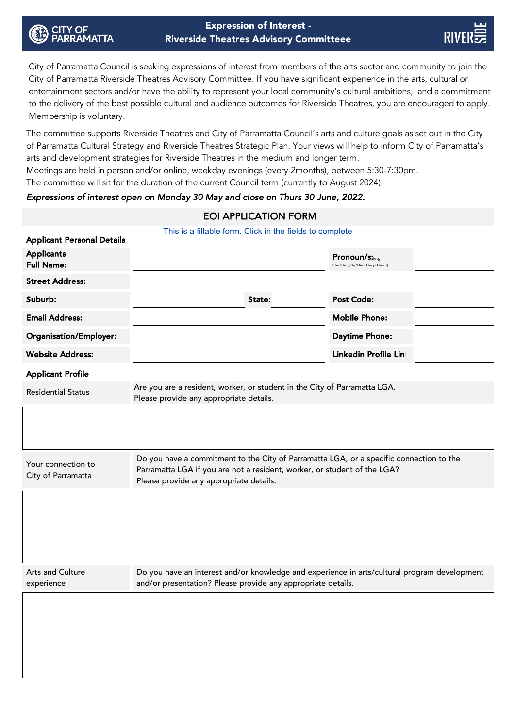# Expression of Interest - Riverside Theatres Advisory Committeee

City of Parramatta Council is seeking expressions of interest from members of the arts sector and community to join the City of Parramatta Riverside Theatres Advisory Committee. If you have significant experience in the arts, cultural or entertainment sectors and/or have the ability to represent your local community's cultural ambitions, and a commitment to the delivery of the best possible cultural and audience outcomes for Riverside Theatres, you are encouraged to apply. Membership is voluntary.

The committee supports Riverside Theatres and City of Parramatta Council's arts and culture goals as set out in the City of Parramatta Cultural Strategy and Riverside Theatres Strategic Plan. Your views will help to inform City of Parramatta's arts and development strategies for Riverside Theatres in the medium and longer term.
Meetings are held in person and/or online, weekday evenings (every 2months), between 5:30-7:30pm.
The committee will sit for the duration of the current Council term (currently to August 2024).

*Expressions of interest open on Monday 30 May and close on Thurs 30 June, 2022.*

## EOI APPLICATION FORM

This is a fillable form. Click in the fields to complete

**Applicant Personal Details**

| | | | |
|---|---|---|---|
| **Applicants Full Name:** | | **Pronoun/s:** (e.g. She/Her, He/Him,They/Them) | |
| **Street Address:** | | | |
| **Suburb:** | **State:** | **Post Code:** | |
| **Email Address:** | | **Mobile Phone:** | |
| **Organisation/Employer:** | | **Daytime Phone:** | |
| **Website Address:** | | **Linkedin Profile Lin** | |

**Applicant Profile**

| | |
|---|---|
| Residential Status | Are you are a resident, worker, or student in the City of Parramatta LGA. Please provide any appropriate details. |
| | |
| Your connection to City of Parramatta | Do you have a commitment to the City of Parramatta LGA, or a specific connection to the Parramatta LGA if you are <u>not</u> a resident, worker, or student of the LGA? Please provide any appropriate details. |
| | |
| Arts and Culture experience | Do you have an interest and/or knowledge and experience in arts/cultural program development and/or presentation? Please provide any appropriate details. |
| | |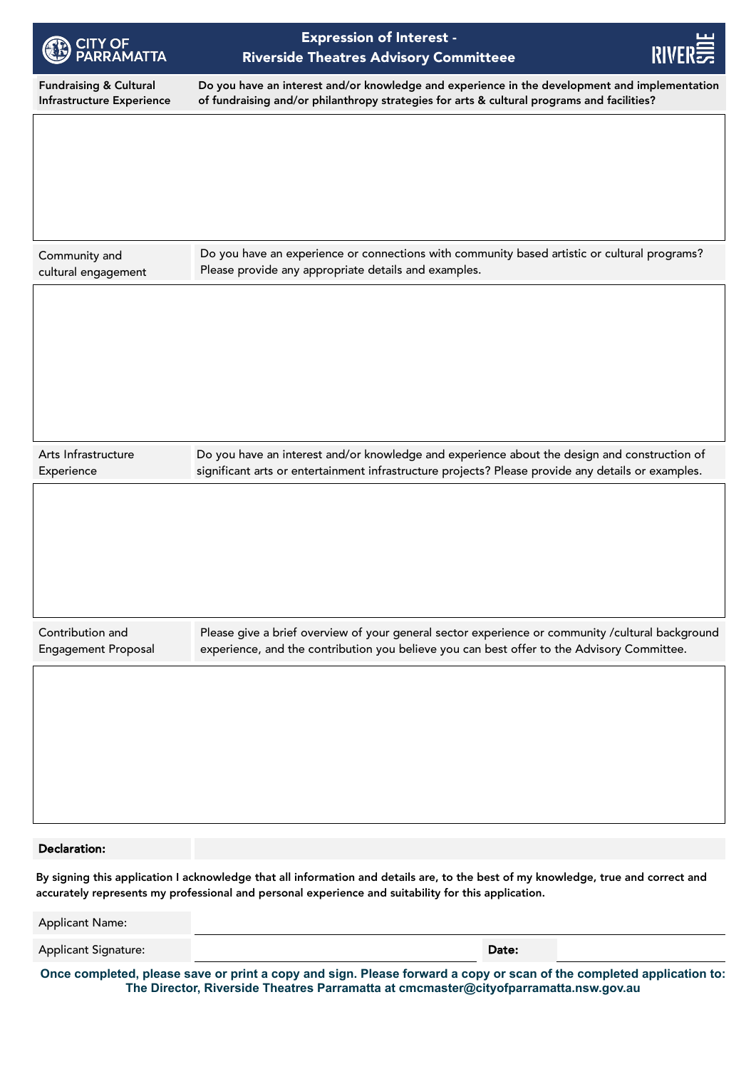# Expression of Interest - Riverside Theatres Advisory Committeee

| | |
|---|---|
| **Fundraising & Cultural Infrastructure Experience** | **Do you have an interest and/or knowledge and experience in the development and implementation of fundraising and/or philanthropy strategies for arts & cultural programs and facilities?** |
| | |
| Community and cultural engagement | Do you have an experience or connections with community based artistic or cultural programs? Please provide any appropriate details and examples. |
| | |
| Arts Infrastructure Experience | Do you have an interest and/or knowledge and experience about the design and construction of significant arts or entertainment infrastructure projects? Please provide any details or examples. |
| | |
| Contribution and Engagement Proposal | Please give a brief overview of your general sector experience or community /cultural background experience, and the contribution you believe you can best offer to the Advisory Committee. |
| | |

**Declaration:**

**By signing this application I acknowledge that all information and details are, to the best of my knowledge, true and correct and accurately represents my professional and personal experience and suitability for this application.**

| | | | |
|---|---|---|---|
| Applicant Name: | | | |
| Applicant Signature: | | **Date:** | |

**Once completed, please save or print a copy and sign. Please forward a copy or scan of the completed application to: The Director, Riverside Theatres Parramatta at cmcmaster@cityofparramatta.nsw.gov.au**